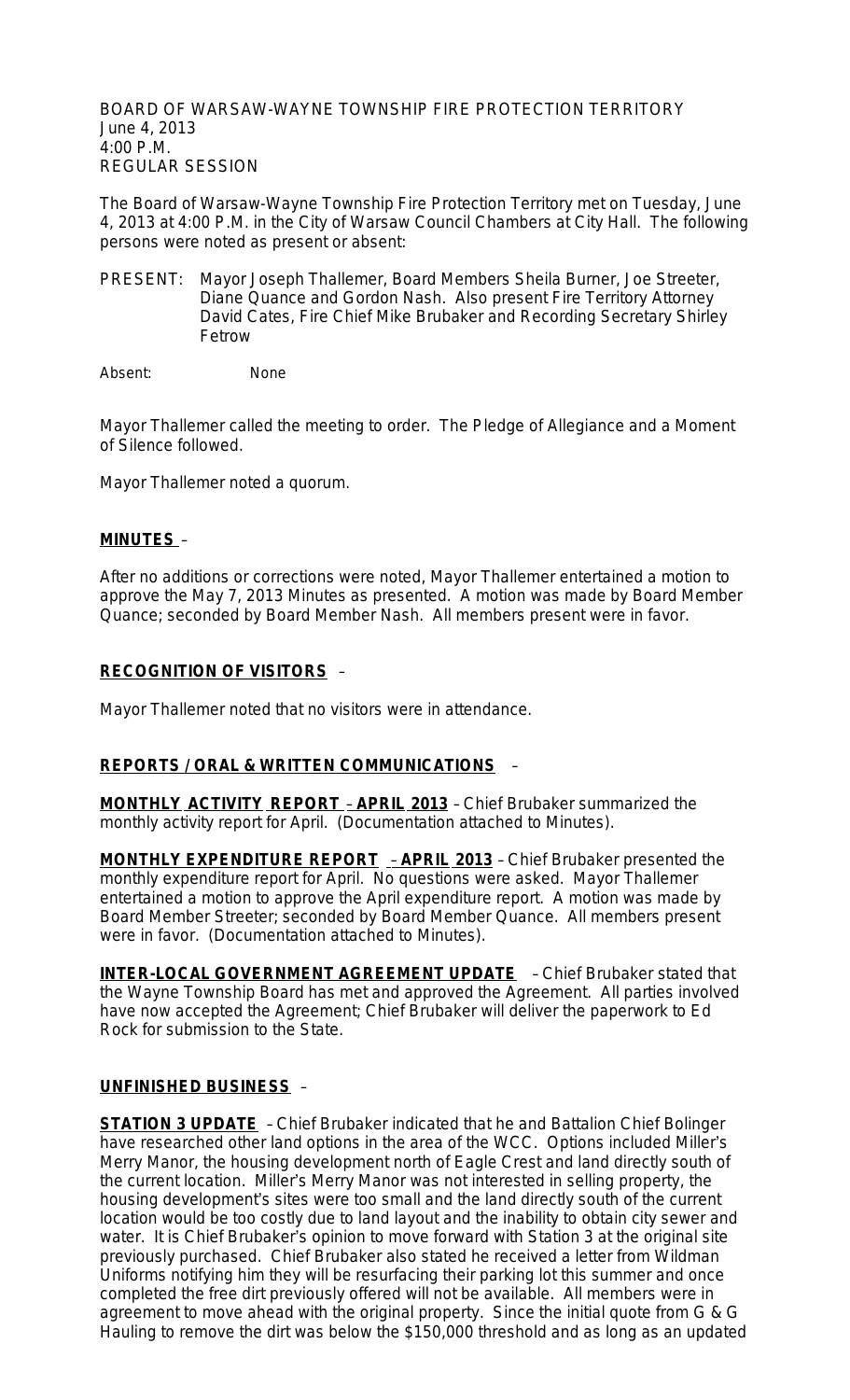BOARD OF WARSAW-WAYNE TOWNSHIP FIRE PROTECTION TERRITORY
June 4, 2013
4:00 P.M.
REGULAR SESSION

The Board of Warsaw-Wayne Township Fire Protection Territory met on Tuesday, June 4, 2013 at 4:00 P.M. in the City of Warsaw Council Chambers at City Hall. The following persons were noted as present or absent:

PRESENT: Mayor Joseph Thallemer, Board Members Sheila Burner, Joe Streeter, Diane Quance and Gordon Nash. Also present Fire Territory Attorney David Cates, Fire Chief Mike Brubaker and Recording Secretary Shirley Fetrow

Absent: None

Mayor Thallemer called the meeting to order. The Pledge of Allegiance and a Moment of Silence followed.

Mayor Thallemer noted a quorum.

**MINUTES** –

After no additions or corrections were noted, Mayor Thallemer entertained a motion to approve the May 7, 2013 Minutes as presented. A motion was made by Board Member Quance; seconded by Board Member Nash. All members present were in favor.

**RECOGNITION OF VISITORS** –

Mayor Thallemer noted that no visitors were in attendance.

**REPORTS / ORAL & WRITTEN COMMUNICATIONS** –

**MONTHLY ACTIVITY REPORT – APRIL 2013** – Chief Brubaker summarized the monthly activity report for April. (Documentation attached to Minutes).

**MONTHLY EXPENDITURE REPORT – APRIL 2013** – Chief Brubaker presented the monthly expenditure report for April. No questions were asked. Mayor Thallemer entertained a motion to approve the April expenditure report. A motion was made by Board Member Streeter; seconded by Board Member Quance. All members present were in favor. (Documentation attached to Minutes).

**INTER-LOCAL GOVERNMENT AGREEMENT UPDATE** – Chief Brubaker stated that the Wayne Township Board has met and approved the Agreement. All parties involved have now accepted the Agreement; Chief Brubaker will deliver the paperwork to Ed Rock for submission to the State.

**UNFINISHED BUSINESS** –

**STATION 3 UPDATE** – Chief Brubaker indicated that he and Battalion Chief Bolinger have researched other land options in the area of the WCC. Options included Miller's Merry Manor, the housing development north of Eagle Crest and land directly south of the current location. Miller's Merry Manor was not interested in selling property, the housing development's sites were too small and the land directly south of the current location would be too costly due to land layout and the inability to obtain city sewer and water. It is Chief Brubaker's opinion to move forward with Station 3 at the original site previously purchased. Chief Brubaker also stated he received a letter from Wildman Uniforms notifying him they will be resurfacing their parking lot this summer and once completed the free dirt previously offered will not be available. All members were in agreement to move ahead with the original property. Since the initial quote from G & G Hauling to remove the dirt was below the $150,000 threshold and as long as an updated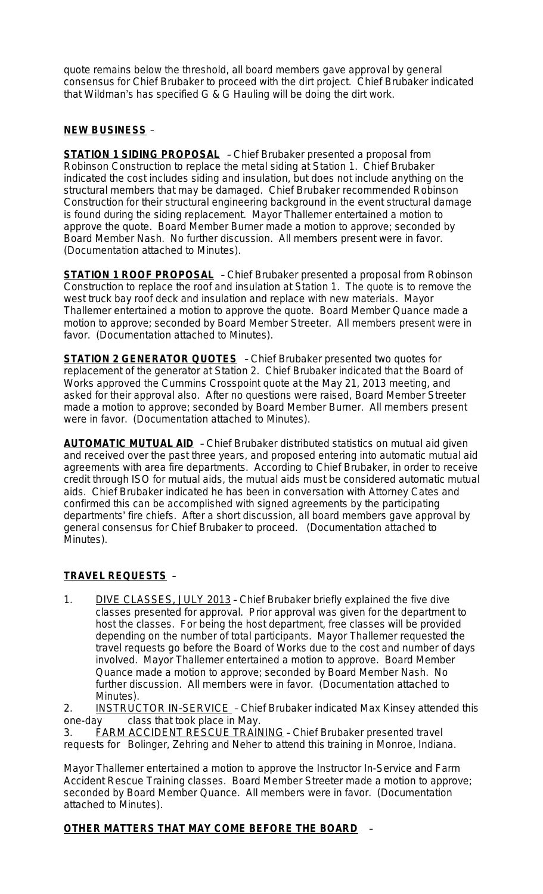quote remains below the threshold, all board members gave approval by general consensus for Chief Brubaker to proceed with the dirt project. Chief Brubaker indicated that Wildman's has specified G & G Hauling will be doing the dirt work.

**NEW BUSINESS** –

**STATION 1 SIDING PROPOSAL** – Chief Brubaker presented a proposal from Robinson Construction to replace the metal siding at Station 1. Chief Brubaker indicated the cost includes siding and insulation, but does not include anything on the structural members that may be damaged. Chief Brubaker recommended Robinson Construction for their structural engineering background in the event structural damage is found during the siding replacement. Mayor Thallemer entertained a motion to approve the quote. Board Member Burner made a motion to approve; seconded by Board Member Nash. No further discussion. All members present were in favor. (Documentation attached to Minutes).

**STATION 1 ROOF PROPOSAL** – Chief Brubaker presented a proposal from Robinson Construction to replace the roof and insulation at Station 1. The quote is to remove the west truck bay roof deck and insulation and replace with new materials. Mayor Thallemer entertained a motion to approve the quote. Board Member Quance made a motion to approve; seconded by Board Member Streeter. All members present were in favor. (Documentation attached to Minutes).

**STATION 2 GENERATOR QUOTES** – Chief Brubaker presented two quotes for replacement of the generator at Station 2. Chief Brubaker indicated that the Board of Works approved the Cummins Crosspoint quote at the May 21, 2013 meeting, and asked for their approval also. After no questions were raised, Board Member Streeter made a motion to approve; seconded by Board Member Burner. All members present were in favor. (Documentation attached to Minutes).

**AUTOMATIC MUTUAL AID** – Chief Brubaker distributed statistics on mutual aid given and received over the past three years, and proposed entering into automatic mutual aid agreements with area fire departments. According to Chief Brubaker, in order to receive credit through ISO for mutual aids, the mutual aids must be considered automatic mutual aids. Chief Brubaker indicated he has been in conversation with Attorney Cates and confirmed this can be accomplished with signed agreements by the participating departments' fire chiefs. After a short discussion, all board members gave approval by general consensus for Chief Brubaker to proceed. (Documentation attached to Minutes).

**TRAVEL REQUESTS** –

1. DIVE CLASSES, JULY 2013 – Chief Brubaker briefly explained the five dive classes presented for approval. Prior approval was given for the department to host the classes. For being the host department, free classes will be provided depending on the number of total participants. Mayor Thallemer requested the travel requests go before the Board of Works due to the cost and number of days involved. Mayor Thallemer entertained a motion to approve. Board Member Quance made a motion to approve; seconded by Board Member Nash. No further discussion. All members were in favor. (Documentation attached to Minutes).
2. INSTRUCTOR IN-SERVICE – Chief Brubaker indicated Max Kinsey attended this one-day class that took place in May.
3. FARM ACCIDENT RESCUE TRAINING – Chief Brubaker presented travel requests for Bolinger, Zehring and Neher to attend this training in Monroe, Indiana.

Mayor Thallemer entertained a motion to approve the Instructor In-Service and Farm Accident Rescue Training classes. Board Member Streeter made a motion to approve; seconded by Board Member Quance. All members were in favor. (Documentation attached to Minutes).

**OTHER MATTERS THAT MAY COME BEFORE THE BOARD** –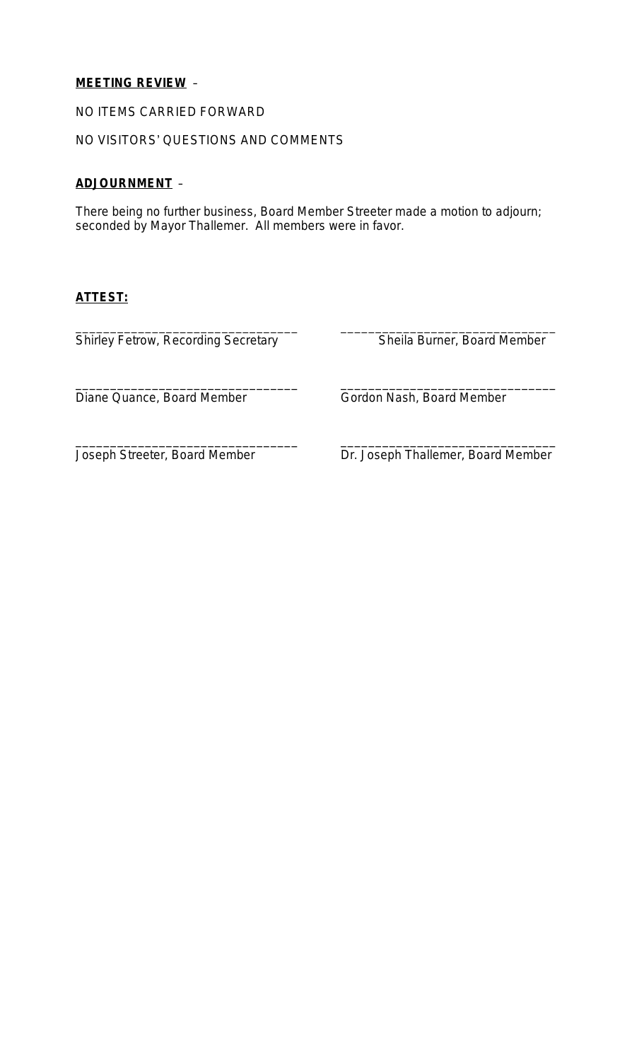**MEETING REVIEW** –

NO ITEMS CARRIED FORWARD

NO VISITORS' QUESTIONS AND COMMENTS

**ADJOURNMENT** –

There being no further business, Board Member Streeter made a motion to adjourn; seconded by Mayor Thallemer. All members were in favor.

**ATTEST:**

| | |
|---|---|
| _______________________________ | _______________________________ |
| Shirley Fetrow, Recording Secretary | Sheila Burner, Board Member |
| _______________________________ | _______________________________ |
| Diane Quance, Board Member | Gordon Nash, Board Member |
| _______________________________ | _______________________________ |
| Joseph Streeter, Board Member | Dr. Joseph Thallemer, Board Member |